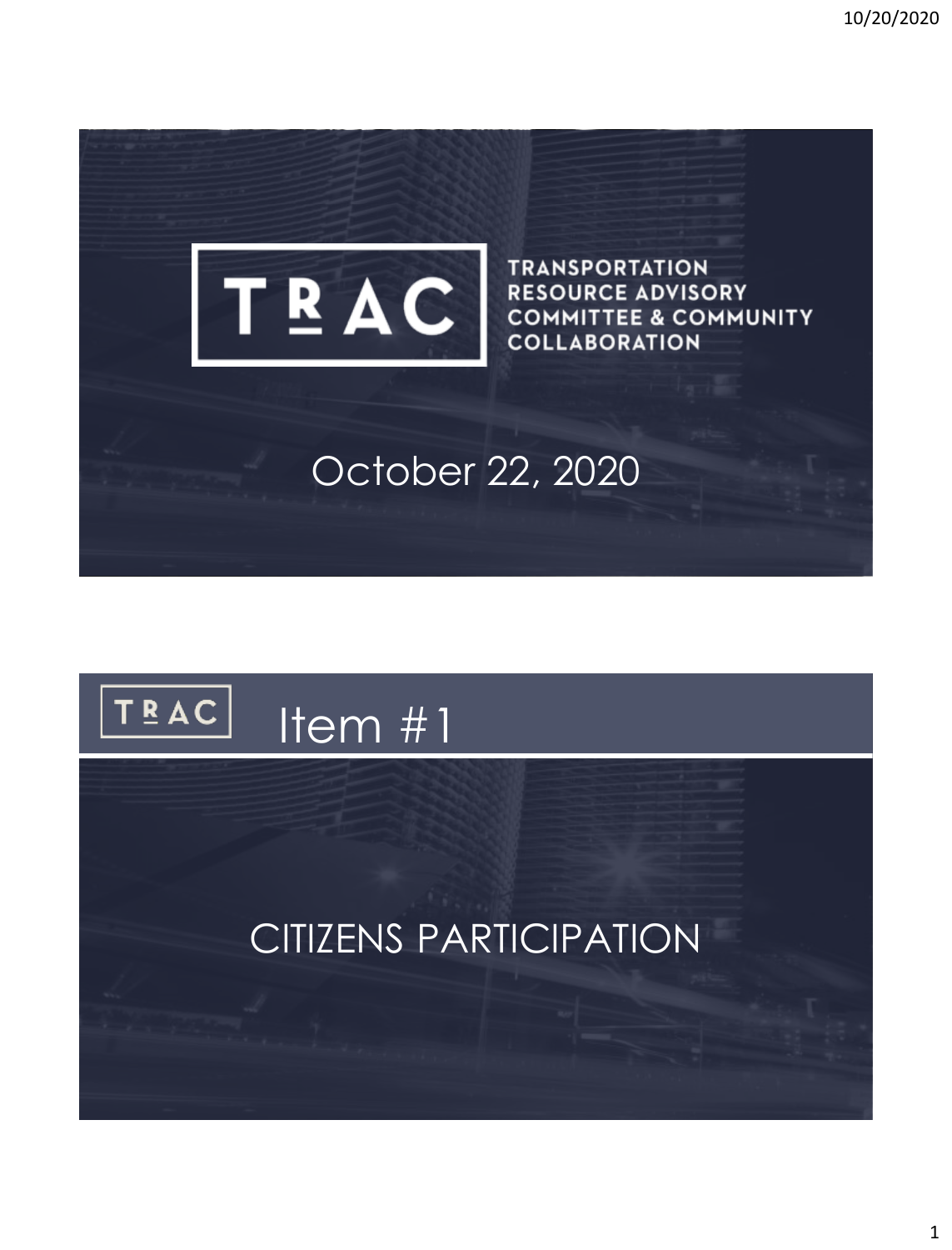# TRAC

TRANSPORTATION RESOURCE ADVISORY COMMITTEE & COMMUNITY COLLABORATION

October 22, 2020

# Item #1

CITIZENS PARTICIPATION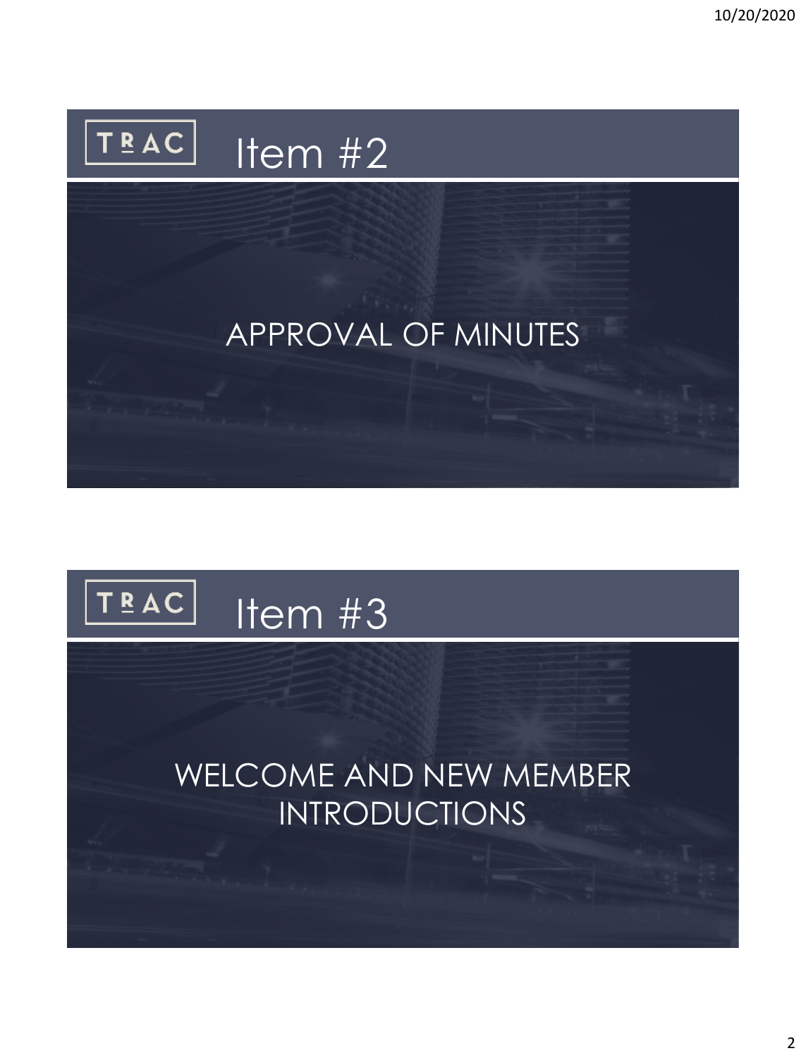## TRAC Item #2

APPROVAL OF MINUTES

## TRAC Item #3

WELCOME AND NEW MEMBER INTRODUCTIONS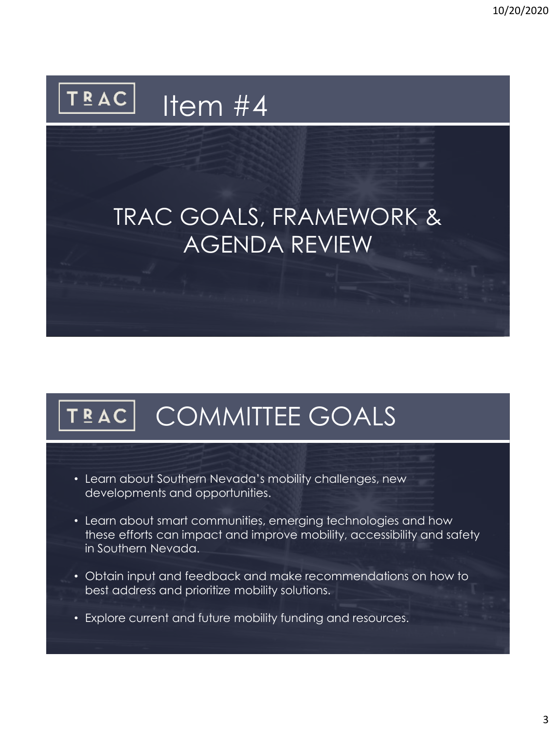## TRAC Item #4

# TRAC GOALS, FRAMEWORK & AGENDA REVIEW

## TRAC COMMITTEE GOALS

- Learn about Southern Nevada's mobility challenges, new developments and opportunities.
- Learn about smart communities, emerging technologies and how these efforts can impact and improve mobility, accessibility and safety in Southern Nevada.
- Obtain input and feedback and make recommendations on how to best address and prioritize mobility solutions.
- Explore current and future mobility funding and resources.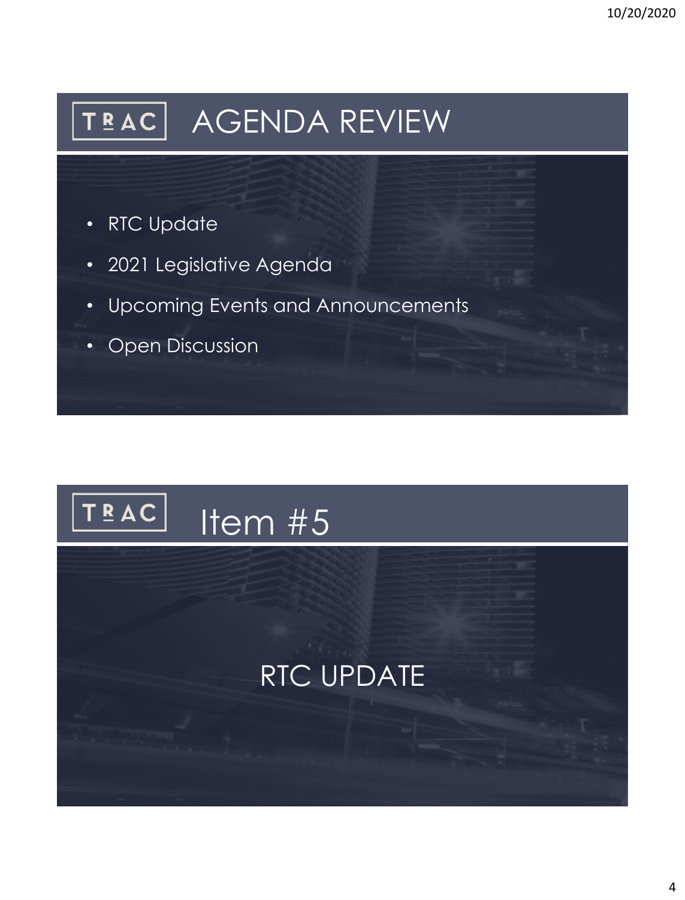TRAC

# AGENDA REVIEW

- RTC Update
- 2021 Legislative Agenda
- Upcoming Events and Announcements
- Open Discussion

TRAC

# Item #5

RTC UPDATE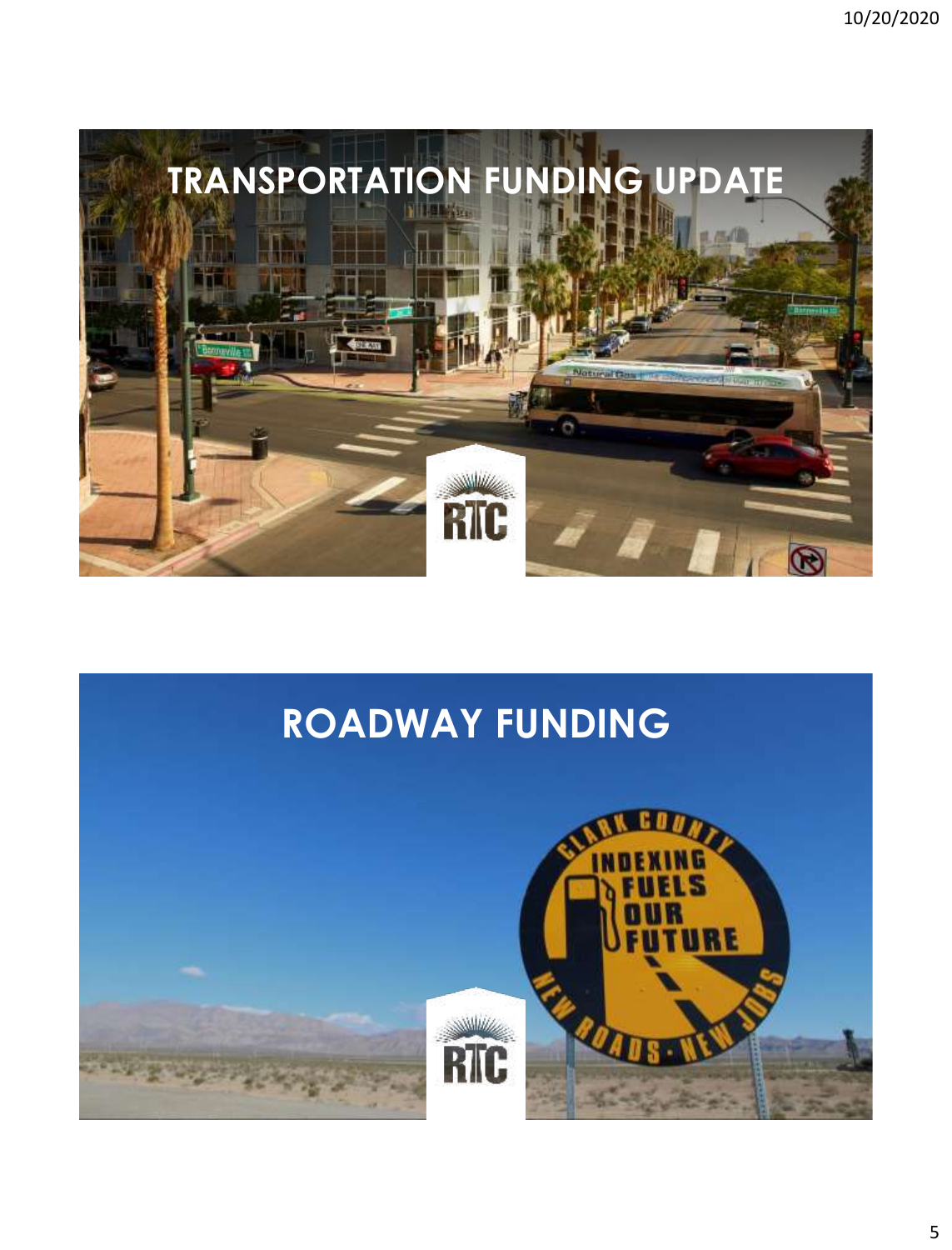# TRANSPORTATION FUNDING UPDATE

# ROADWAY FUNDING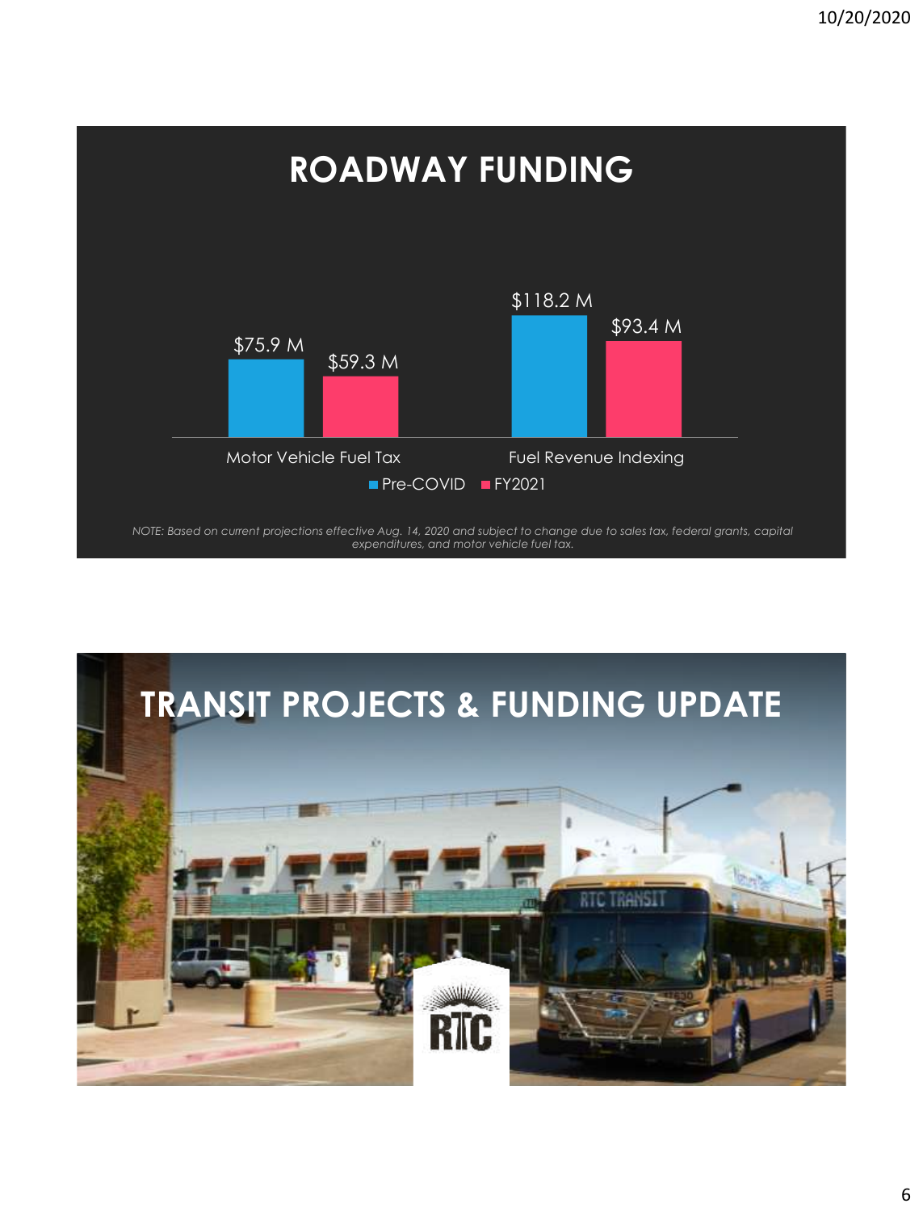## ROADWAY FUNDING

| | Pre-COVID | FY2021 |
| --- | --- | --- |
| Motor Vehicle Fuel Tax | $75.9 M | $59.3 M |
| Fuel Revenue Indexing | $118.2 M | $93.4 M |

*NOTE: Based on current projections effective Aug. 14, 2020 and subject to change due to sales tax, federal grants, capital expenditures, and motor vehicle fuel tax.*

## TRANSIT PROJECTS & FUNDING UPDATE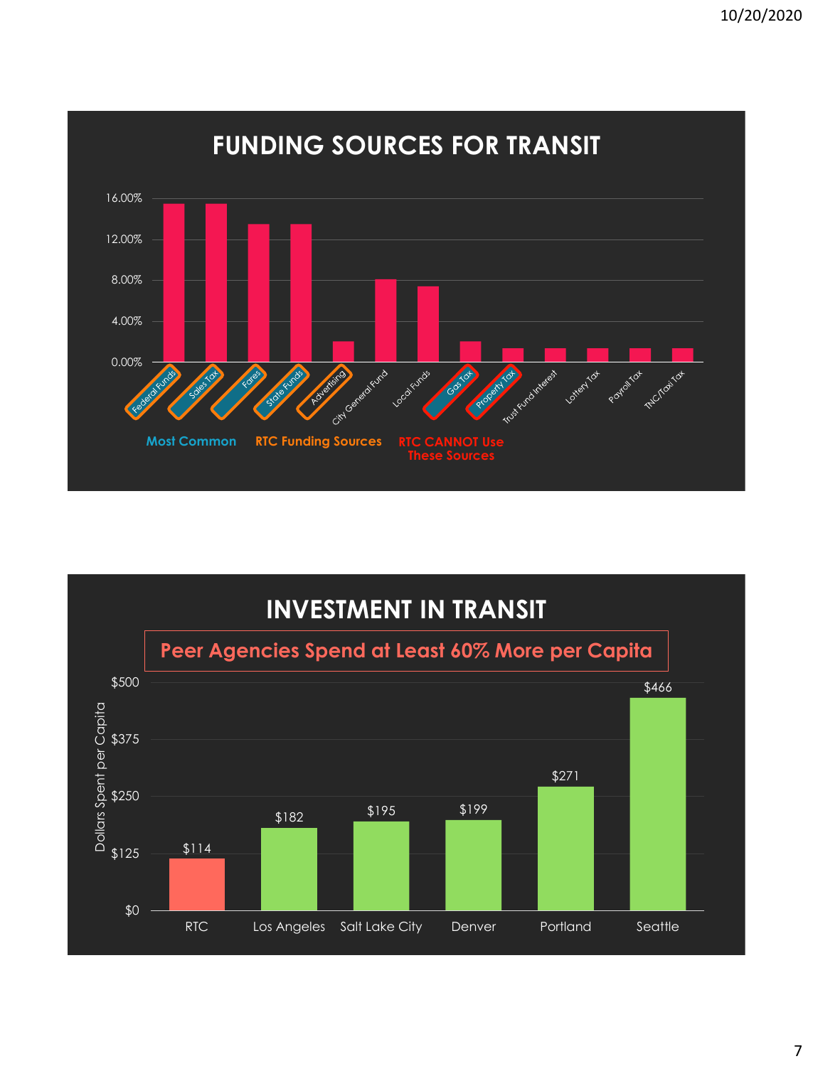## FUNDING SOURCES FOR TRANSIT

| Funding Source | Share |
|---|---|
| Federal Funds | ~15.5% |
| Sales Tax | ~15.5% |
| Fares | ~13.5% |
| State Funds | ~13.5% |
| Advertising | ~2% |
| City General Fund | ~8% |
| Local Funds | ~7.4% |
| Gas Tax | ~2% |
| Property Tax | ~1.4% |
| Trust Fund Interest | ~1.4% |
| Lottery Tax | ~1.4% |
| Payroll Tax | ~1.4% |
| TNC/Taxi Tax | ~1.4% |

Most Common — RTC Funding Sources — RTC CANNOT Use These Sources

## INVESTMENT IN TRANSIT

**Peer Agencies Spend at Least 60% More per Capita**

| Agency | Dollars Spent per Capita |
|---|---|
| RTC | $114 |
| Los Angeles | $182 |
| Salt Lake City | $195 |
| Denver | $199 |
| Portland | $271 |
| Seattle | $466 |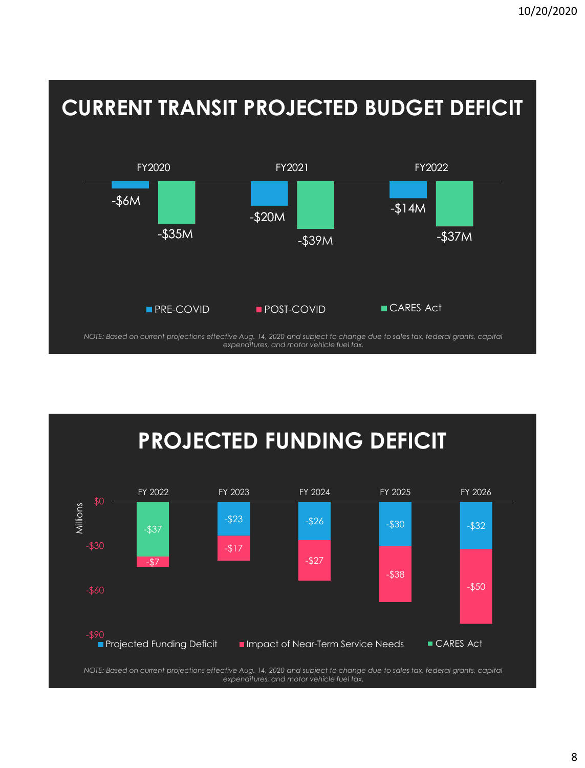# CURRENT TRANSIT PROJECTED BUDGET DEFICIT

| | PRE-COVID | CARES Act |
|---|---|---|
| FY2020 | -$6M | -$35M |
| FY2021 | -$20M | -$39M |
| FY2022 | -$14M | -$37M |

Legend: PRE-COVID, POST-COVID, CARES Act

*NOTE: Based on current projections effective Aug. 14, 2020 and subject to change due to sales tax, federal grants, capital expenditures, and motor vehicle fuel tax.*

# PROJECTED FUNDING DEFICIT

Millions

| | Projected Funding Deficit | Impact of Near-Term Service Needs | CARES Act |
|---|---|---|---|
| FY 2022 | | -$7 | -$37 |
| FY 2023 | -$23 | -$17 | |
| FY 2024 | -$26 | -$27 | |
| FY 2025 | -$30 | -$38 | |
| FY 2026 | -$32 | -$50 | |

*NOTE: Based on current projections effective Aug. 14, 2020 and subject to change due to sales tax, federal grants, capital expenditures, and motor vehicle fuel tax.*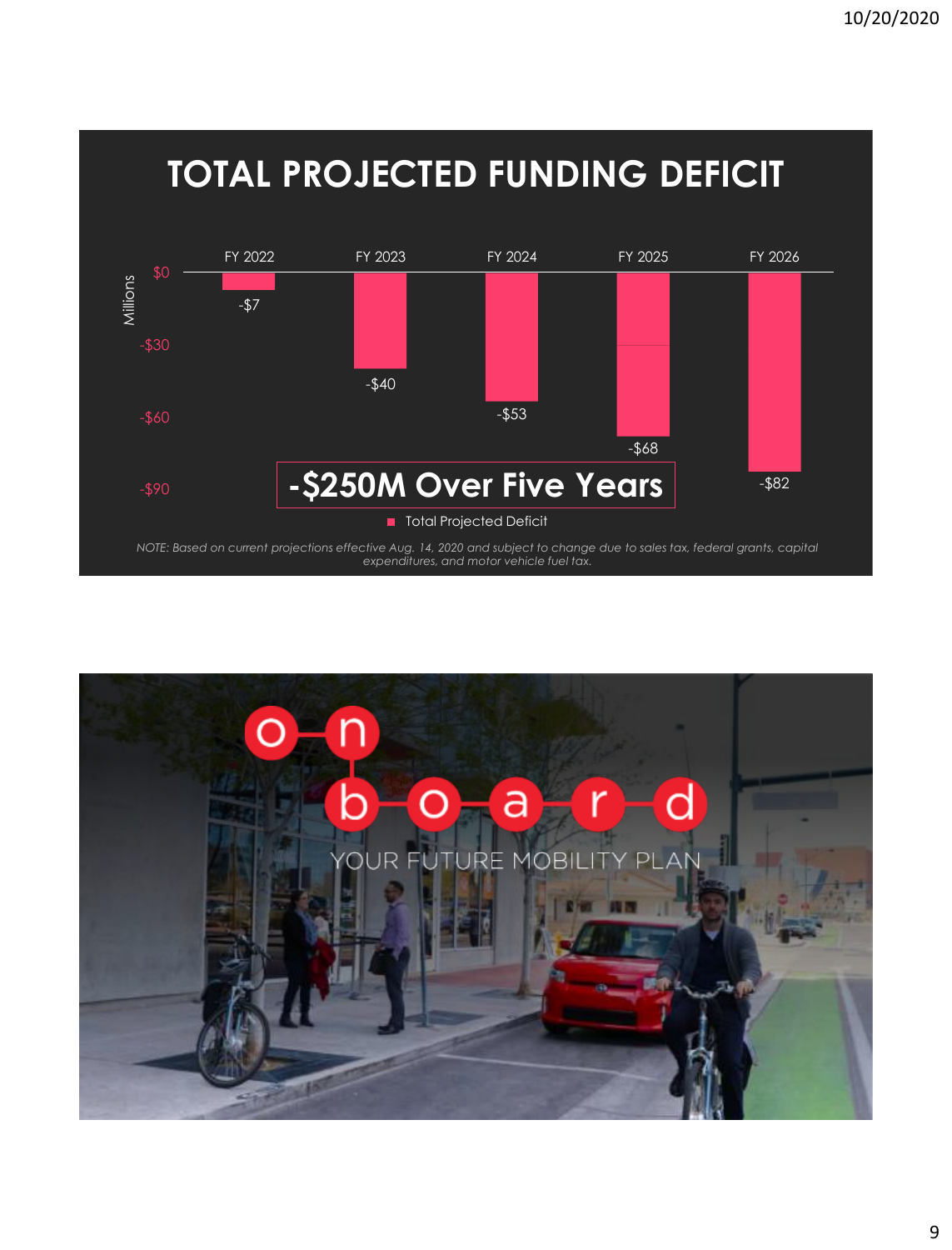# TOTAL PROJECTED FUNDING DEFICIT

| | FY 2022 | FY 2023 | FY 2024 | FY 2025 | FY 2026 |
|---|---|---|---|---|---|
| Total Projected Deficit (Millions) | -$7 | -$40 | -$53 | -$68 | -$82 |

**-$250M Over Five Years**

*NOTE: Based on current projections effective Aug. 14, 2020 and subject to change due to sales tax, federal grants, capital expenditures, and motor vehicle fuel tax.*

# on board

YOUR FUTURE MOBILITY PLAN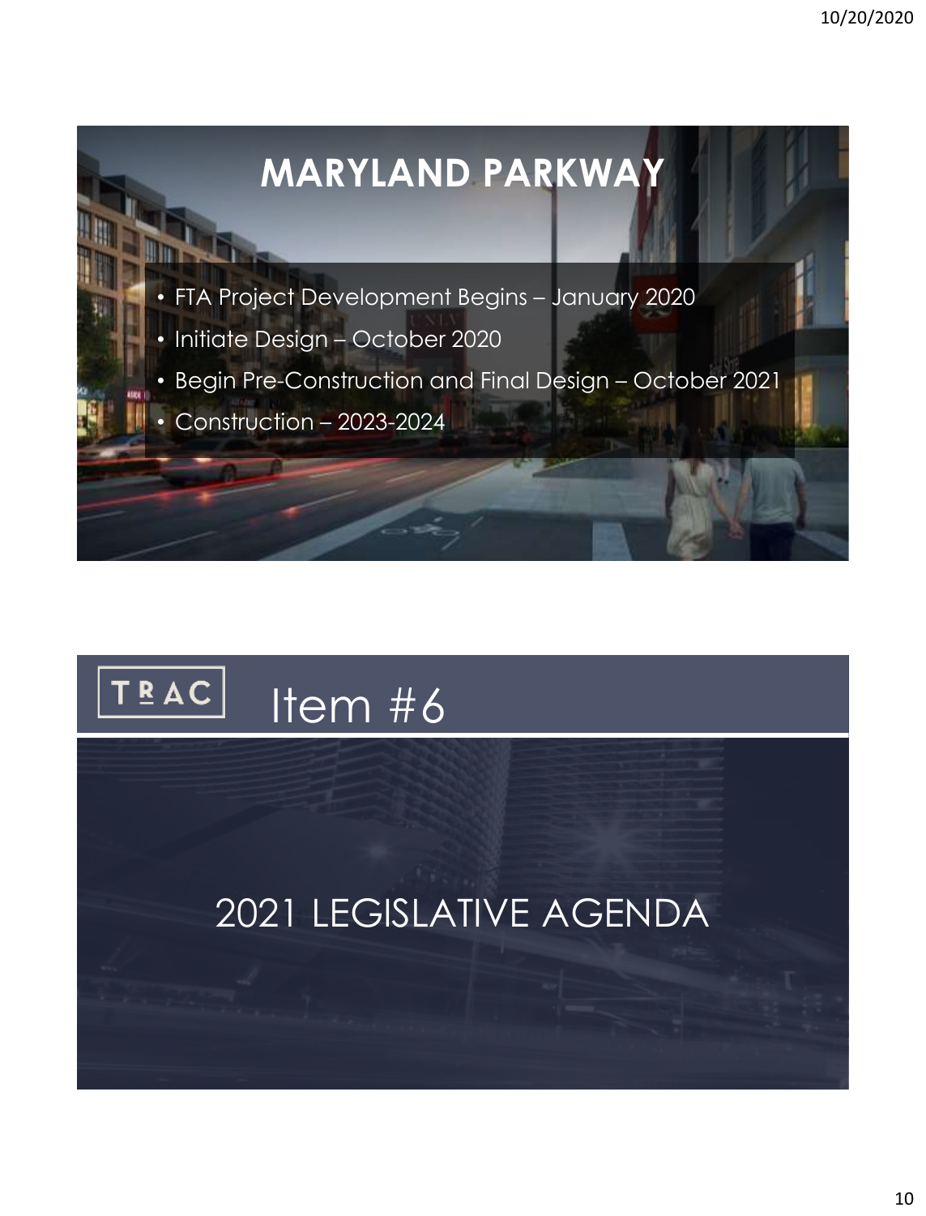# MARYLAND PARKWAY

- FTA Project Development Begins – January 2020
- Initiate Design – October 2020
- Begin Pre-Construction and Final Design – October 2021
- Construction – 2023-2024

# Item #6

## 2021 LEGISLATIVE AGENDA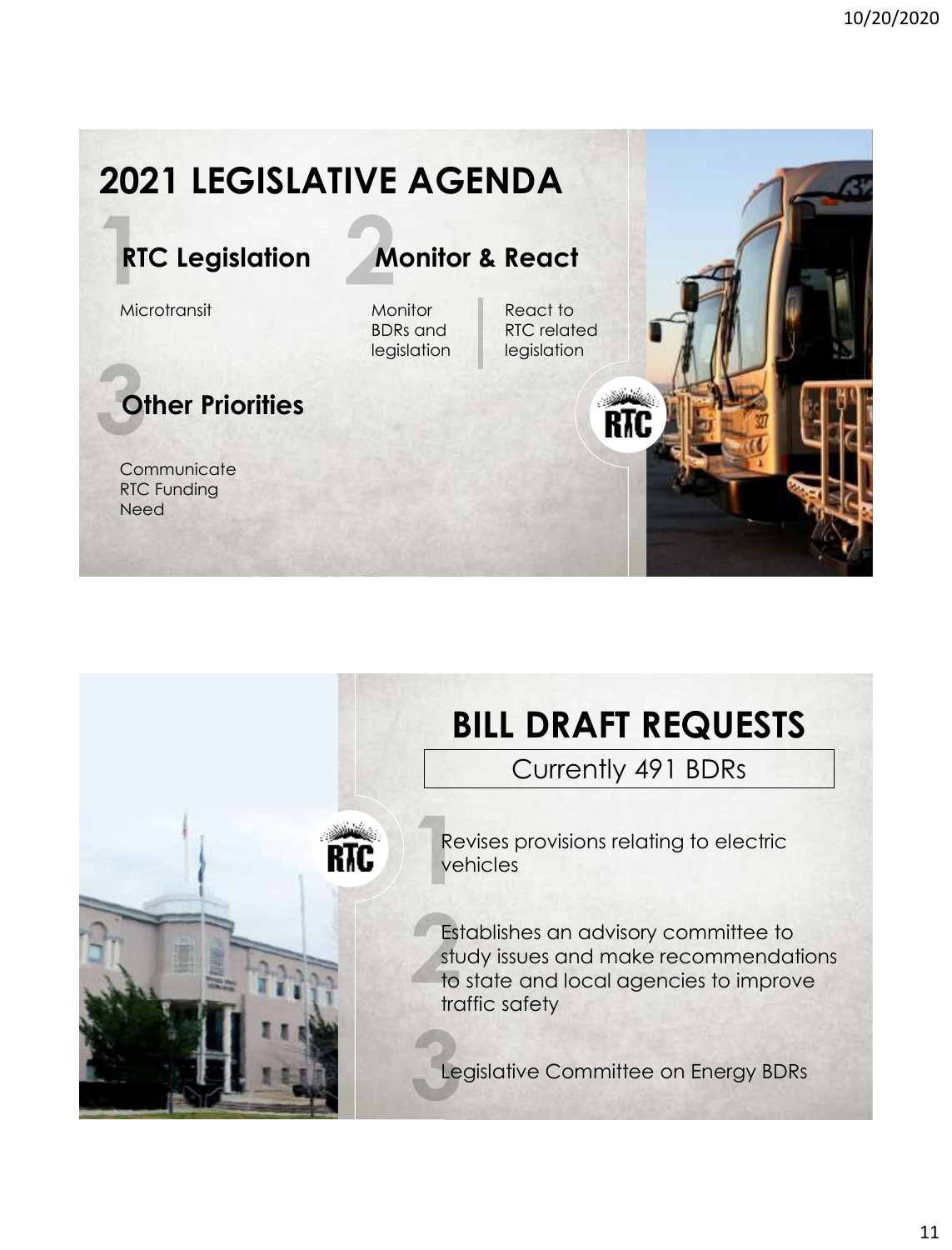# 2021 LEGISLATIVE AGENDA

## 1 RTC Legislation

Microtransit

## 2 Monitor & React

Monitor BDRs and legislation

React to RTC related legislation

## 3 Other Priorities

Communicate RTC Funding Need

# BILL DRAFT REQUESTS

Currently 491 BDRs

1. Revises provisions relating to electric vehicles
2. Establishes an advisory committee to study issues and make recommendations to state and local agencies to improve traffic safety
3. Legislative Committee on Energy BDRs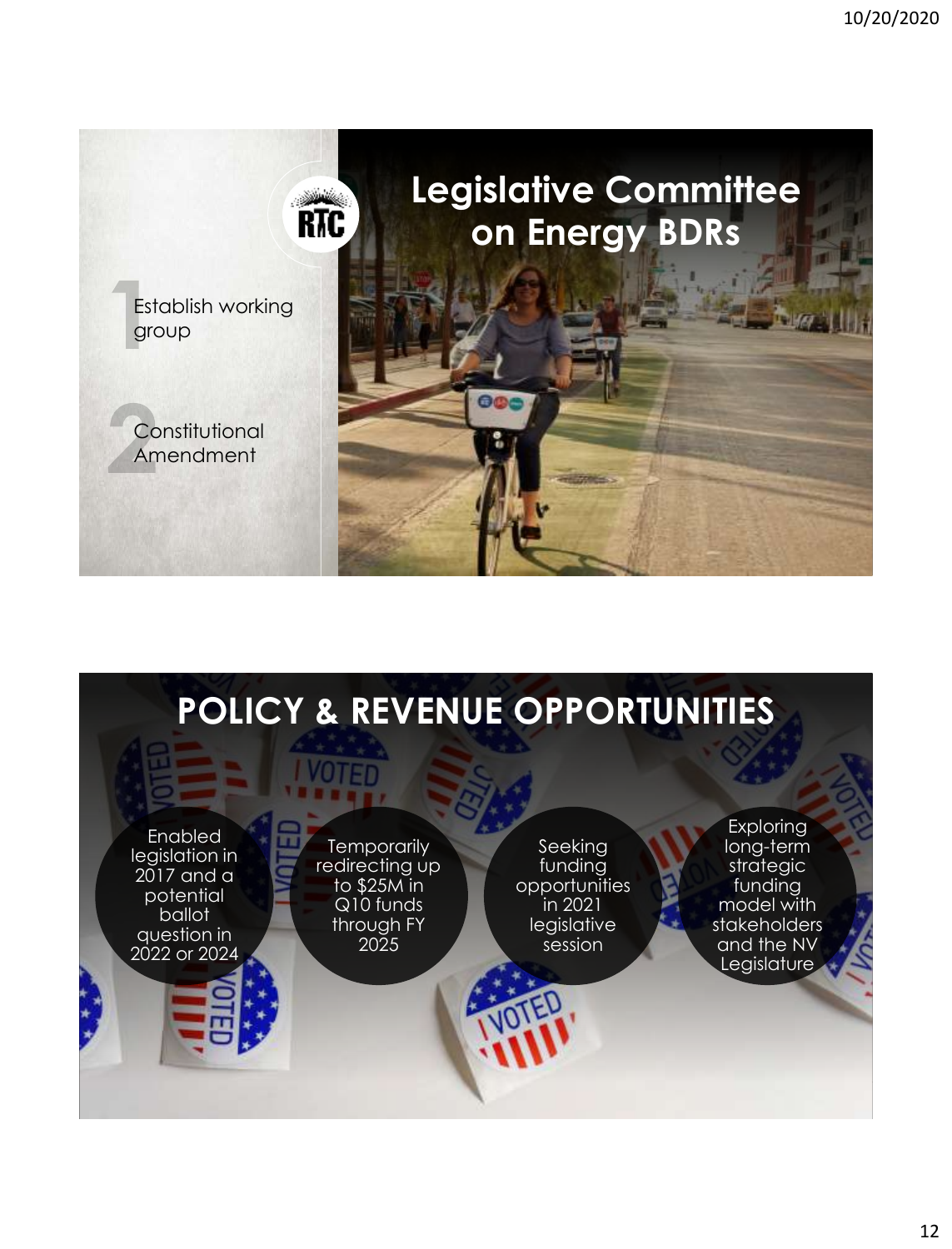## Legislative Committee on Energy BDRs

1. Establish working group
2. Constitutional Amendment

## POLICY & REVENUE OPPORTUNITIES

- Enabled legislation in 2017 and a potential ballot question in 2022 or 2024
- Temporarily redirecting up to $25M in Q10 funds through FY 2025
- Seeking funding opportunities in 2021 legislative session
- Exploring long-term strategic funding model with stakeholders and the NV Legislature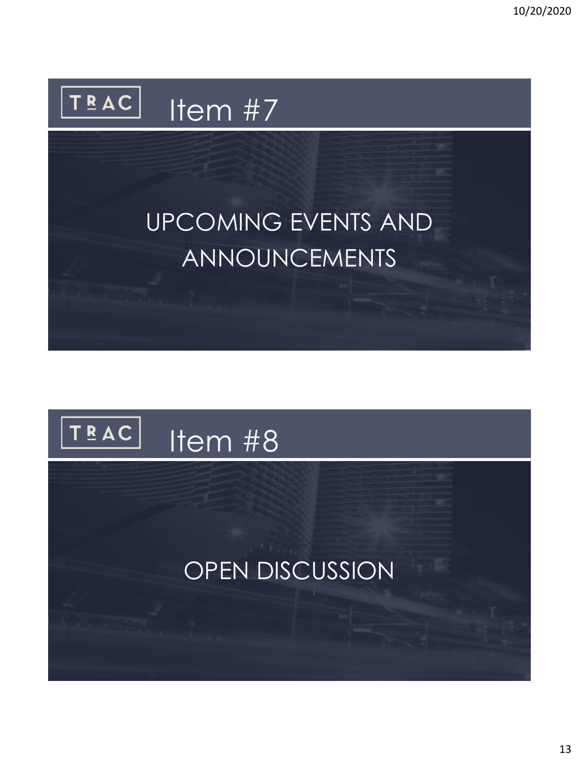## TRAC Item #7

UPCOMING EVENTS AND ANNOUNCEMENTS

## TRAC Item #8

OPEN DISCUSSION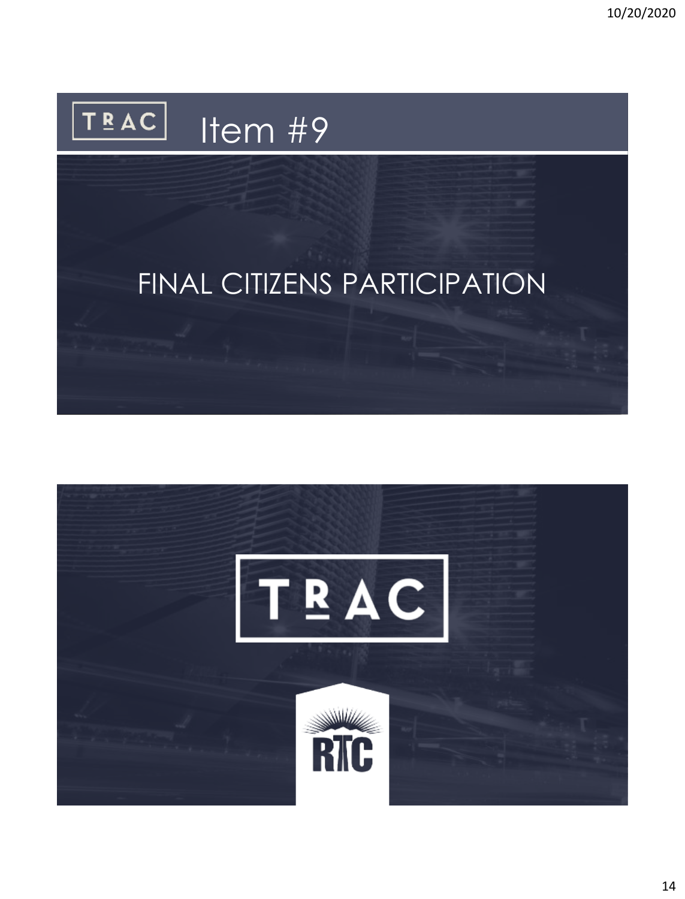## TRAC Item #9

FINAL CITIZENS PARTICIPATION

TRAC

RTC